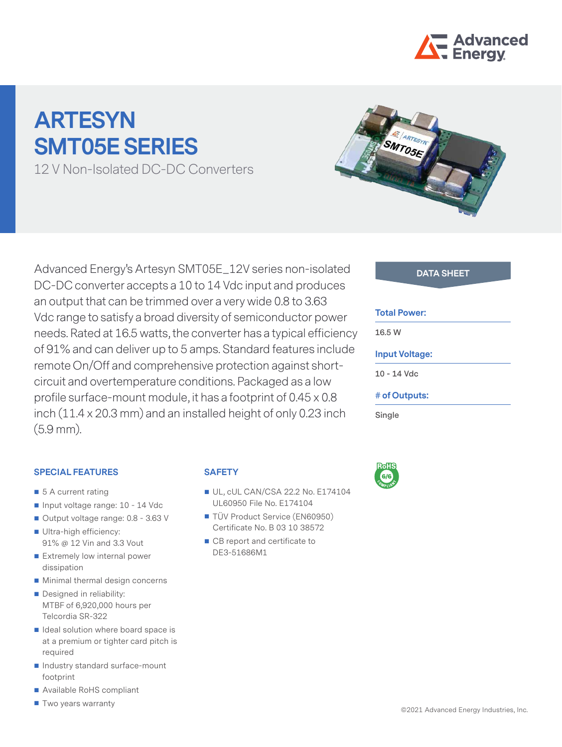# ARTESYN SMT05E SERIES

12 V Non-Isolated DC-DC Converters

Advanced Energy's Artesyn SMT05E_12V series non-isolated DC-DC converter accepts a 10 to 14 Vdc input and produces an output that can be trimmed over a very wide 0.8 to 3.63 Vdc range to satisfy a broad diversity of semiconductor power needs. Rated at 16.5 watts, the converter has a typical efficiency of 91% and can deliver up to 5 amps. Standard features include remote On/Off and comprehensive protection against short-circuit and overtemperature conditions. Packaged as a low profile surface-mount module, it has a footprint of 0.45 x 0.8 inch (11.4 x 20.3 mm) and an installed height of only 0.23 inch (5.9 mm).

**DATA SHEET**

**Total Power:**

16.5 W

**Input Voltage:**

10 - 14 Vdc

**# of Outputs:**

Single

## SPECIAL FEATURES

- 5 A current rating
- Input voltage range: 10 - 14 Vdc
- Output voltage range: 0.8 - 3.63 V
- Ultra-high efficiency: 91% @ 12 Vin and 3.3 Vout
- Extremely low internal power dissipation
- Minimal thermal design concerns
- Designed in reliability: MTBF of 6,920,000 hours per Telcordia SR-322
- Ideal solution where board space is at a premium or tighter card pitch is required
- Industry standard surface-mount footprint
- Available RoHS compliant
- Two years warranty

## SAFETY

- UL, cUL CAN/CSA 22.2 No. E174104 UL60950 File No. E174104
- TÜV Product Service (EN60950) Certificate No. B 03 10 38572
- CB report and certificate to DE3-51686M1

©2021 Advanced Energy Industries, Inc.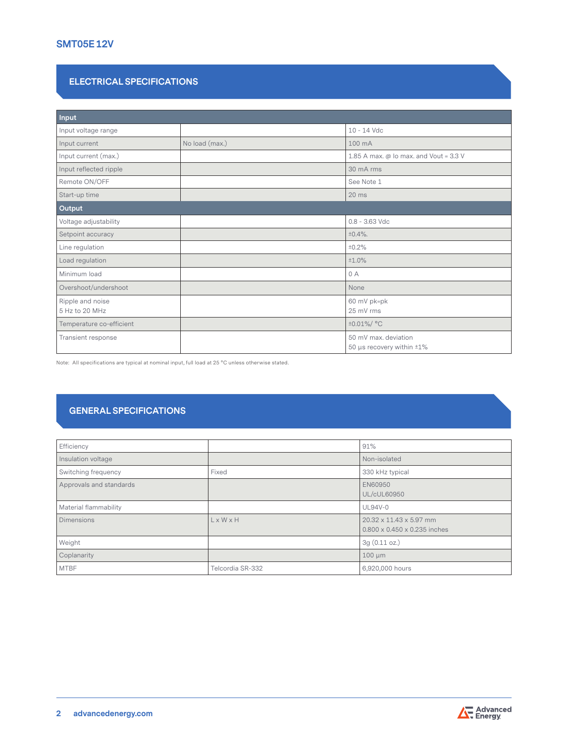# SMT05E 12V

## ELECTRICAL SPECIFICATIONS

| Input | | |
|---|---|---|
| Input voltage range | | 10 - 14 Vdc |
| Input current | No load (max.) | 100 mA |
| Input current (max.) | | 1.85 A max. @ Io max. and Vout = 3.3 V |
| Input reflected ripple | | 30 mA rms |
| Remote ON/OFF | | See Note 1 |
| Start-up time | | 20 ms |
| **Output** | | |
| Voltage adjustability | | 0.8 - 3.63 Vdc |
| Setpoint accuracy | | ±0.4%. |
| Line regulation | | ±0.2% |
| Load regulation | | ±1.0% |
| Minimum load | | 0 A |
| Overshoot/undershoot | | None |
| Ripple and noise<br>5 Hz to 20 MHz | | 60 mV pk=pk<br>25 mV rms |
| Temperature co-efficient | | ±0.01%/ °C |
| Transient response | | 50 mV max. deviation<br>50 µs recovery within ±1% |

Note: All specifications are typical at nominal input, full load at 25 °C unless otherwise stated.

## GENERAL SPECIFICATIONS

| | | |
|---|---|---|
| Efficiency | | 91% |
| Insulation voltage | | Non-isolated |
| Switching frequency | Fixed | 330 kHz typical |
| Approvals and standards | | EN60950<br>UL/cUL60950 |
| Material flammability | | UL94V-0 |
| Dimensions | L x W x H | 20.32 x 11.43 x 5.97 mm<br>0.800 x 0.450 x 0.235 inches |
| Weight | | 3g (0.11 oz.) |
| Coplanarity | | 100 µm |
| MTBF | Telcordia SR-332 | 6,920,000 hours |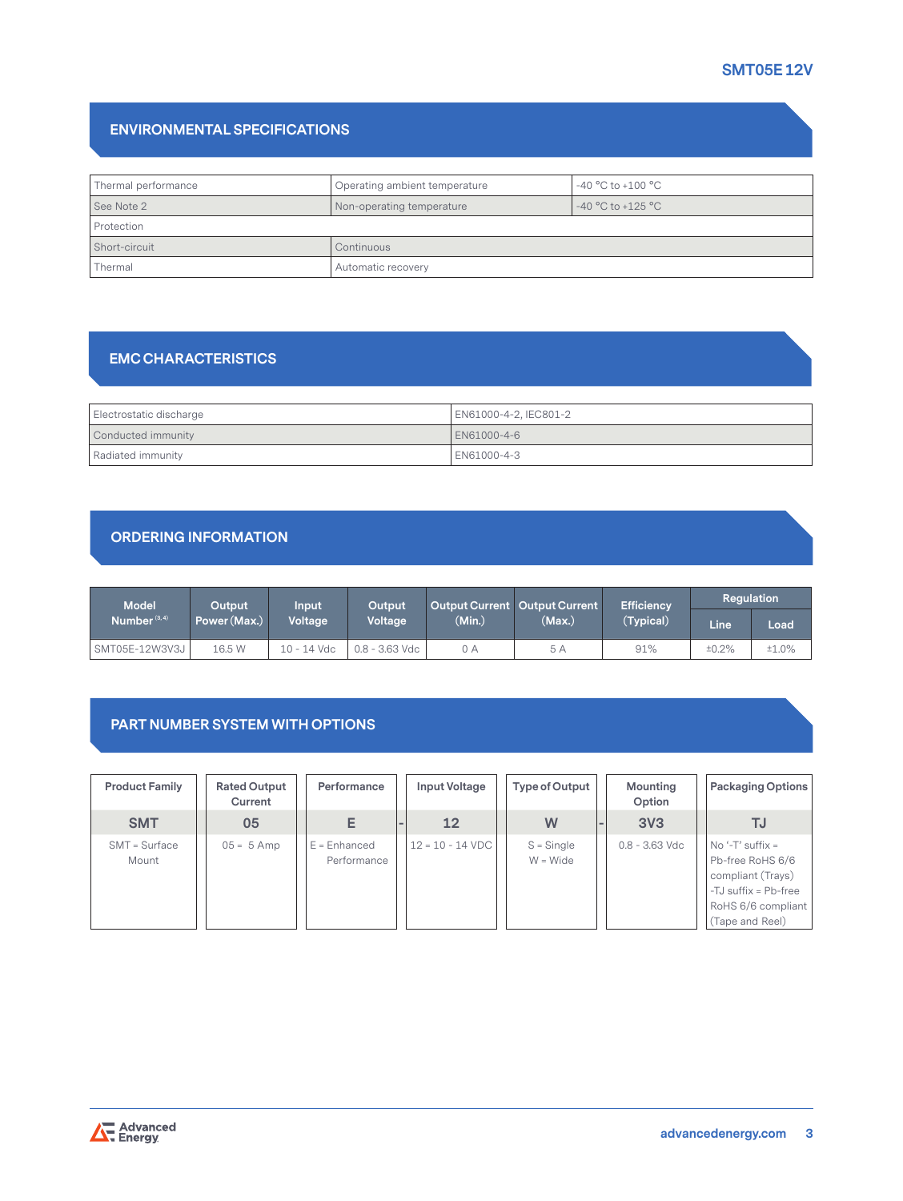## ENVIRONMENTAL SPECIFICATIONS

| | | |
|---|---|---|
| Thermal performance | Operating ambient temperature | -40 °C to +100 °C |
| See Note 2 | Non-operating temperature | -40 °C to +125 °C |
| Protection | | |
| Short-circuit | Continuous | |
| Thermal | Automatic recovery | |

## EMC CHARACTERISTICS

| | |
|---|---|
| Electrostatic discharge | EN61000-4-2, IEC801-2 |
| Conducted immunity | EN61000-4-6 |
| Radiated immunity | EN61000-4-3 |

## ORDERING INFORMATION

| Model Number [3,4] | Output Power (Max.) | Input Voltage | Output Voltage | Output Current (Min.) | Output Current (Max.) | Efficiency (Typical) | Regulation | |
|---|---|---|---|---|---|---|---|---|
| | | | | | | | Line | Load |
| SMT05E-12W3V3J | 16.5 W | 10 - 14 Vdc | 0.8 - 3.63 Vdc | 0 A | 5 A | 91% | ±0.2% | ±1.0% |

## PART NUMBER SYSTEM WITH OPTIONS

| Product Family | Rated Output Current | Performance | | Input Voltage | Type of Output | | Mounting Option | Packaging Options |
|---|---|---|---|---|---|---|---|---|
| **SMT** | **05** | **E** | - | **12** | **W** | - | **3V3** | **TJ** |
| SMT = Surface Mount | 05 = 5 Amp | E = Enhanced Performance | | 12 = 10 - 14 VDC | S = Single<br>W = Wide | | 0.8 - 3.63 Vdc | No '-T' suffix = Pb-free RoHS 6/6 compliant (Trays)<br>-TJ suffix = Pb-free RoHS 6/6 compliant (Tape and Reel) |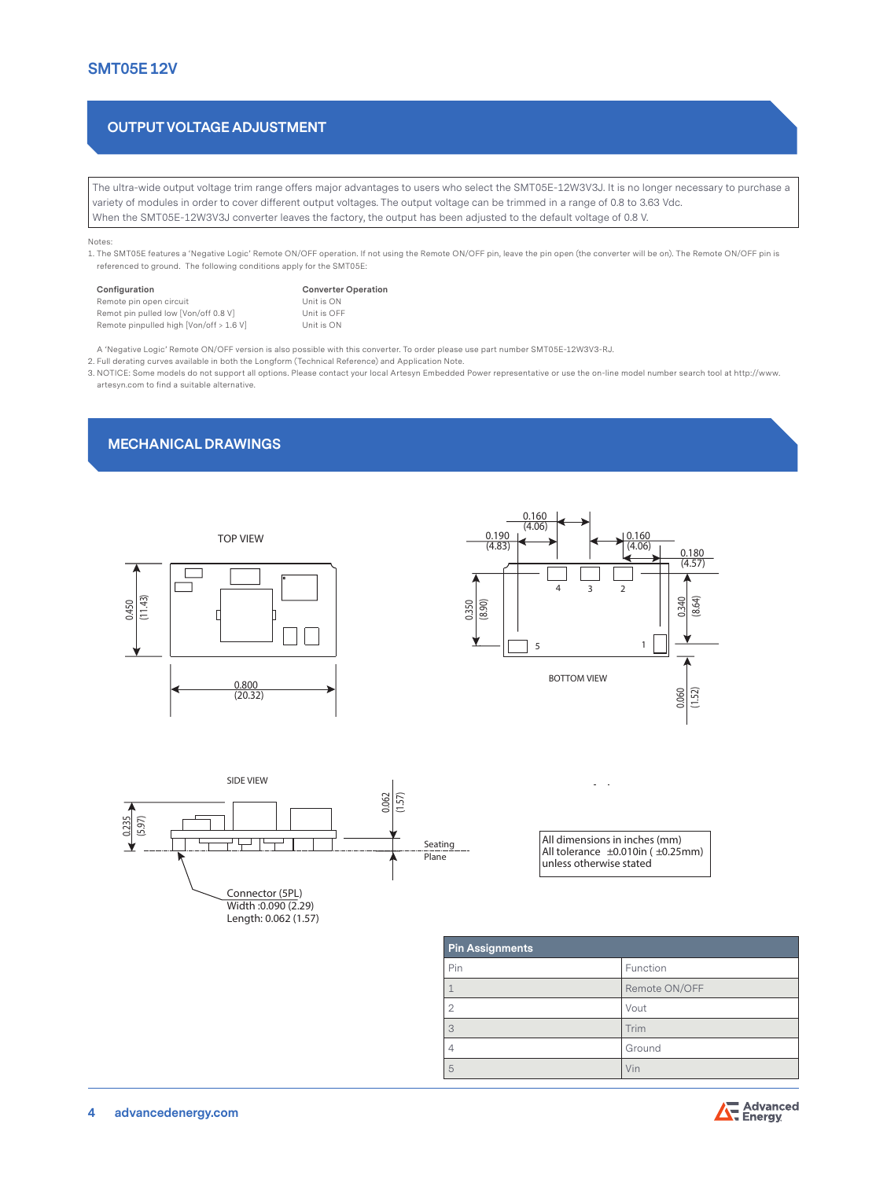## OUTPUT VOLTAGE ADJUSTMENT

The ultra-wide output voltage trim range offers major advantages to users who select the SMT05E-12W3V3J. It is no longer necessary to purchase a variety of modules in order to cover different output voltages. The output voltage can be trimmed in a range of 0.8 to 3.63 Vdc.
When the SMT05E-12W3V3J converter leaves the factory, the output has been adjusted to the default voltage of 0.8 V.

Notes:

1. The SMT05E features a 'Negative Logic' Remote ON/OFF operation. If not using the Remote ON/OFF pin, leave the pin open (the converter will be on). The Remote ON/OFF pin is referenced to ground. The following conditions apply for the SMT05E:

| Configuration | Converter Operation |
|---|---|
| Remote pin open circuit | Unit is ON |
| Remote pin pulled low [Von/off 0.8 V] | Unit is OFF |
| Remote pinpulled high [Von/off > 1.6 V] | Unit is ON |

   A 'Negative Logic' Remote ON/OFF version is also possible with this converter. To order please use part number SMT05E-12W3V3-RJ.

2. Full derating curves available in both the Longform (Technical Reference) and Application Note.
3. NOTICE: Some models do not support all options. Please contact your local Artesyn Embedded Power representative or use the on-line model number search tool at http://www.artesyn.com to find a suitable alternative.

## MECHANICAL DRAWINGS

TOP VIEW

0.450 (11.43)

0.800 (20.32)

BOTTOM VIEW

0.160 (4.06)
0.190 (4.83)
0.160 (4.06)
0.180 (4.57)
0.350 (8.90)
0.340 (8.64)
0.060 (1.52)

4 3 2
5 1

SIDE VIEW

0.235 (5.97)
0.062 (1.57)
Seating Plane

Connector (5PL)
Width :0.090 (2.29)
Length: 0.062 (1.57)

All dimensions in inches (mm)
All tolerance ±0.010in ( ±0.25mm)
unless otherwise stated

| Pin Assignments | |
|---|---|
| Pin | Function |
| 1 | Remote ON/OFF |
| 2 | Vout |
| 3 | Trim |
| 4 | Ground |
| 5 | Vin |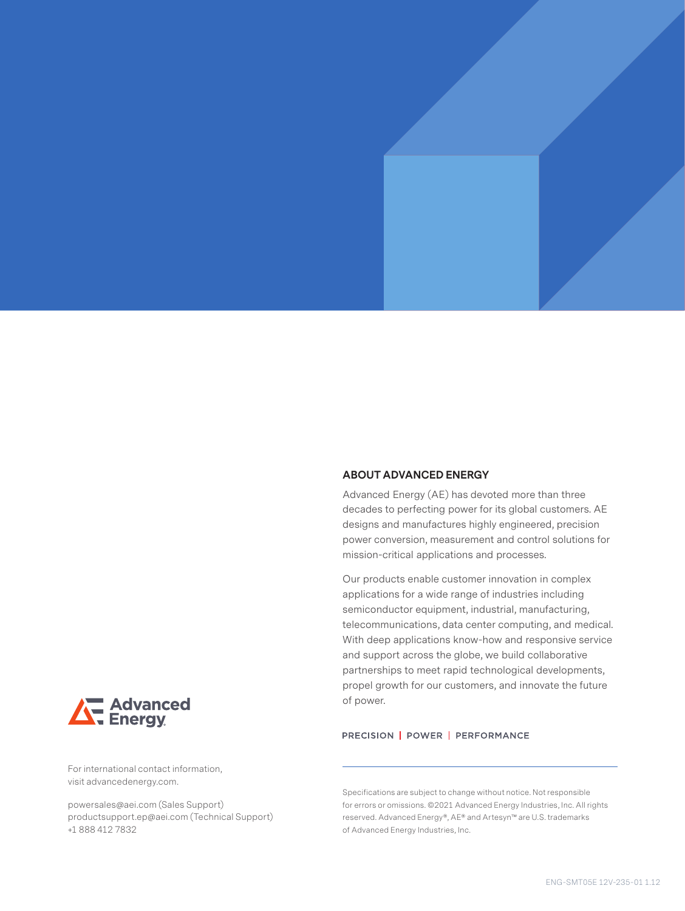## ABOUT ADVANCED ENERGY

Advanced Energy (AE) has devoted more than three decades to perfecting power for its global customers. AE designs and manufactures highly engineered, precision power conversion, measurement and control solutions for mission-critical applications and processes.

Our products enable customer innovation in complex applications for a wide range of industries including semiconductor equipment, industrial, manufacturing, telecommunications, data center computing, and medical. With deep applications know-how and responsive service and support across the globe, we build collaborative partnerships to meet rapid technological developments, propel growth for our customers, and innovate the future of power.

PRECISION | POWER | PERFORMANCE

Advanced Energy

For international contact information, visit advancedenergy.com.

powersales@aei.com (Sales Support)
productsupport.ep@aei.com (Technical Support)
+1 888 412 7832

Specifications are subject to change without notice. Not responsible for errors or omissions. ©2021 Advanced Energy Industries, Inc. All rights reserved. Advanced Energy®, AE® and Artesyn™ are U.S. trademarks of Advanced Energy Industries, Inc.

ENG-SMT05E 12V-235-01 1.12